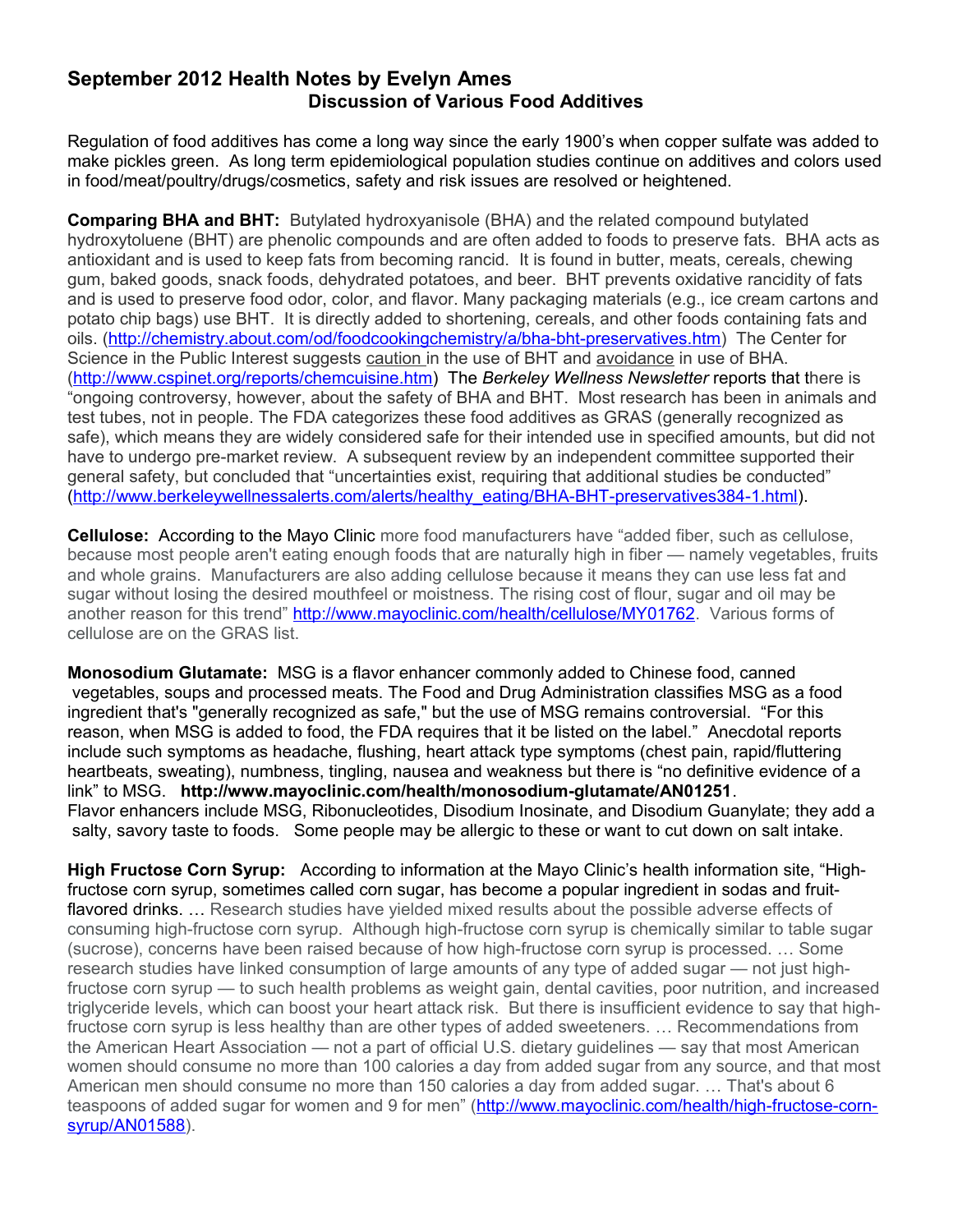# September 2012 Health Notes by Evelyn Ames

## Discussion of Various Food Additives

Regulation of food additives has come a long way since the early 1900's when copper sulfate was added to make pickles green. As long term epidemiological population studies continue on additives and colors used in food/meat/poultry/drugs/cosmetics, safety and risk issues are resolved or heightened.

**Comparing BHA and BHT:** Butylated hydroxyanisole (BHA) and the related compound butylated hydroxytoluene (BHT) are phenolic compounds and are often added to foods to preserve fats. BHA acts as antioxidant and is used to keep fats from becoming rancid. It is found in butter, meats, cereals, chewing gum, baked goods, snack foods, dehydrated potatoes, and beer. BHT prevents oxidative rancidity of fats and is used to preserve food odor, color, and flavor. Many packaging materials (e.g., ice cream cartons and potato chip bags) use BHT. It is directly added to shortening, cereals, and other foods containing fats and oils. (http://chemistry.about.com/od/foodcookingchemistry/a/bha-bht-preservatives.htm) The Center for Science in the Public Interest suggests caution in the use of BHT and avoidance in use of BHA. (http://www.cspinet.org/reports/chemcuisine.htm) The *Berkeley Wellness Newsletter* reports that there is "ongoing controversy, however, about the safety of BHA and BHT. Most research has been in animals and test tubes, not in people. The FDA categorizes these food additives as GRAS (generally recognized as safe), which means they are widely considered safe for their intended use in specified amounts, but did not have to undergo pre-market review. A subsequent review by an independent committee supported their general safety, but concluded that "uncertainties exist, requiring that additional studies be conducted" (http://www.berkeleywellnessalerts.com/alerts/healthy_eating/BHA-BHT-preservatives384-1.html).

**Cellulose:** According to the Mayo Clinic more food manufacturers have "added fiber, such as cellulose, because most people aren't eating enough foods that are naturally high in fiber — namely vegetables, fruits and whole grains. Manufacturers are also adding cellulose because it means they can use less fat and sugar without losing the desired mouthfeel or moistness. The rising cost of flour, sugar and oil may be another reason for this trend" http://www.mayoclinic.com/health/cellulose/MY01762. Various forms of cellulose are on the GRAS list.

**Monosodium Glutamate:** MSG is a flavor enhancer commonly added to Chinese food, canned vegetables, soups and processed meats. The Food and Drug Administration classifies MSG as a food ingredient that's "generally recognized as safe," but the use of MSG remains controversial. "For this reason, when MSG is added to food, the FDA requires that it be listed on the label." Anecdotal reports include such symptoms as headache, flushing, heart attack type symptoms (chest pain, rapid/fluttering heartbeats, sweating), numbness, tingling, nausea and weakness but there is "no definitive evidence of a link" to MSG. **http://www.mayoclinic.com/health/monosodium-glutamate/AN01251**.
Flavor enhancers include MSG, Ribonucleotides, Disodium Inosinate, and Disodium Guanylate; they add a salty, savory taste to foods. Some people may be allergic to these or want to cut down on salt intake.

**High Fructose Corn Syrup:** According to information at the Mayo Clinic's health information site, "High-fructose corn syrup, sometimes called corn sugar, has become a popular ingredient in sodas and fruit-flavored drinks. … Research studies have yielded mixed results about the possible adverse effects of consuming high-fructose corn syrup. Although high-fructose corn syrup is chemically similar to table sugar (sucrose), concerns have been raised because of how high-fructose corn syrup is processed. … Some research studies have linked consumption of large amounts of any type of added sugar — not just high-fructose corn syrup — to such health problems as weight gain, dental cavities, poor nutrition, and increased triglyceride levels, which can boost your heart attack risk. But there is insufficient evidence to say that high-fructose corn syrup is less healthy than are other types of added sweeteners. … Recommendations from the American Heart Association — not a part of official U.S. dietary guidelines — say that most American women should consume no more than 100 calories a day from added sugar from any source, and that most American men should consume no more than 150 calories a day from added sugar. … That's about 6 teaspoons of added sugar for women and 9 for men" (http://www.mayoclinic.com/health/high-fructose-corn-syrup/AN01588).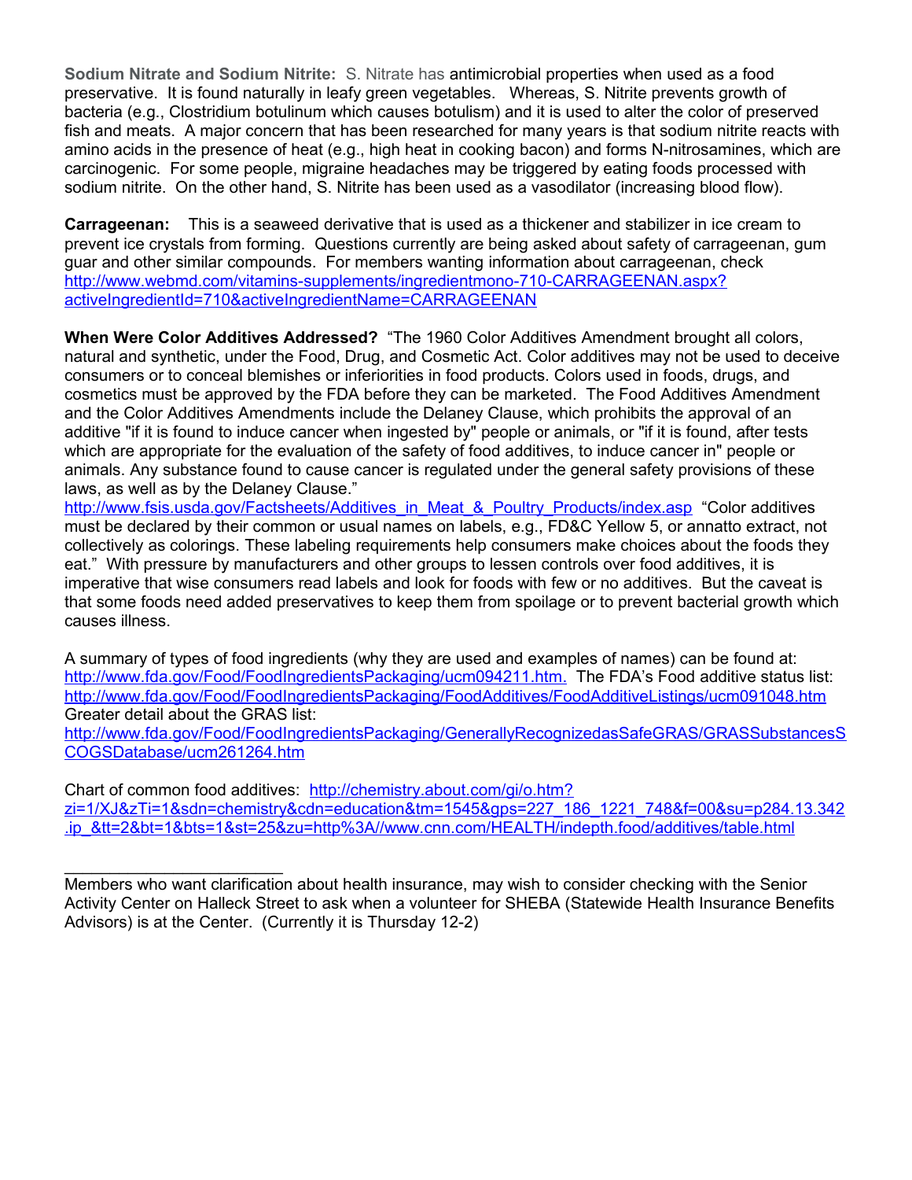**Sodium Nitrate and Sodium Nitrite:** S. Nitrate has antimicrobial properties when used as a food preservative. It is found naturally in leafy green vegetables. Whereas, S. Nitrite prevents growth of bacteria (e.g., Clostridium botulinum which causes botulism) and it is used to alter the color of preserved fish and meats. A major concern that has been researched for many years is that sodium nitrite reacts with amino acids in the presence of heat (e.g., high heat in cooking bacon) and forms N-nitrosamines, which are carcinogenic. For some people, migraine headaches may be triggered by eating foods processed with sodium nitrite. On the other hand, S. Nitrite has been used as a vasodilator (increasing blood flow).

**Carrageenan:** This is a seaweed derivative that is used as a thickener and stabilizer in ice cream to prevent ice crystals from forming. Questions currently are being asked about safety of carrageenan, gum guar and other similar compounds. For members wanting information about carrageenan, check http://www.webmd.com/vitamins-supplements/ingredientmono-710-CARRAGEENAN.aspx?activeIngredientId=710&activeIngredientName=CARRAGEENAN

**When Were Color Additives Addressed?** "The 1960 Color Additives Amendment brought all colors, natural and synthetic, under the Food, Drug, and Cosmetic Act. Color additives may not be used to deceive consumers or to conceal blemishes or inferiorities in food products. Colors used in foods, drugs, and cosmetics must be approved by the FDA before they can be marketed. The Food Additives Amendment and the Color Additives Amendments include the Delaney Clause, which prohibits the approval of an additive "if it is found to induce cancer when ingested by" people or animals, or "if it is found, after tests which are appropriate for the evaluation of the safety of food additives, to induce cancer in" people or animals. Any substance found to cause cancer is regulated under the general safety provisions of these laws, as well as by the Delaney Clause."
http://www.fsis.usda.gov/Factsheets/Additives_in_Meat_&_Poultry_Products/index.asp "Color additives must be declared by their common or usual names on labels, e.g., FD&C Yellow 5, or annatto extract, not collectively as colorings. These labeling requirements help consumers make choices about the foods they eat." With pressure by manufacturers and other groups to lessen controls over food additives, it is imperative that wise consumers read labels and look for foods with few or no additives. But the caveat is that some foods need added preservatives to keep them from spoilage or to prevent bacterial growth which causes illness.

A summary of types of food ingredients (why they are used and examples of names) can be found at: http://www.fda.gov/Food/FoodIngredientsPackaging/ucm094211.htm. The FDA's Food additive status list: http://www.fda.gov/Food/FoodIngredientsPackaging/FoodAdditives/FoodAdditiveListings/ucm091048.htm
Greater detail about the GRAS list:
http://www.fda.gov/Food/FoodIngredientsPackaging/GenerallyRecognizedasSafeGRAS/GRASSubstancesSCOGSDatabase/ucm261264.htm

Chart of common food additives: http://chemistry.about.com/gi/o.htm?zi=1/XJ&zTi=1&sdn=chemistry&cdn=education&tm=1545&gps=227_186_1221_748&f=00&su=p284.13.342.ip_&tt=2&bt=1&bts=1&st=25&zu=http%3A//www.cnn.com/HEALTH/indepth.food/additives/table.html

---

Members who want clarification about health insurance, may wish to consider checking with the Senior Activity Center on Halleck Street to ask when a volunteer for SHEBA (Statewide Health Insurance Benefits Advisors) is at the Center. (Currently it is Thursday 12-2)